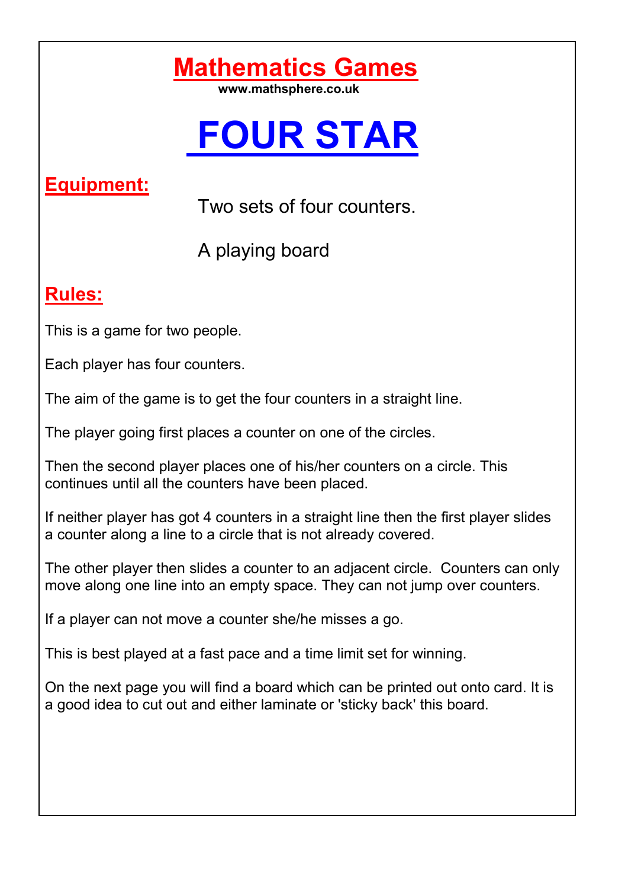# Mathematics Games

www.mathsphere.co.uk

# FOUR STAR

## Equipment:

Two sets of four counters.

A playing board

## Rules:

This is a game for two people.

Each player has four counters.

The aim of the game is to get the four counters in a straight line.

The player going first places a counter on one of the circles.

Then the second player places one of his/her counters on a circle. This continues until all the counters have been placed.

If neither player has got 4 counters in a straight line then the first player slides a counter along a line to a circle that is not already covered.

The other player then slides a counter to an adjacent circle. Counters can only move along one line into an empty space. They can not jump over counters.

If a player can not move a counter she/he misses a go.

This is best played at a fast pace and a time limit set for winning.

On the next page you will find a board which can be printed out onto card. It is a good idea to cut out and either laminate or 'sticky back' this board.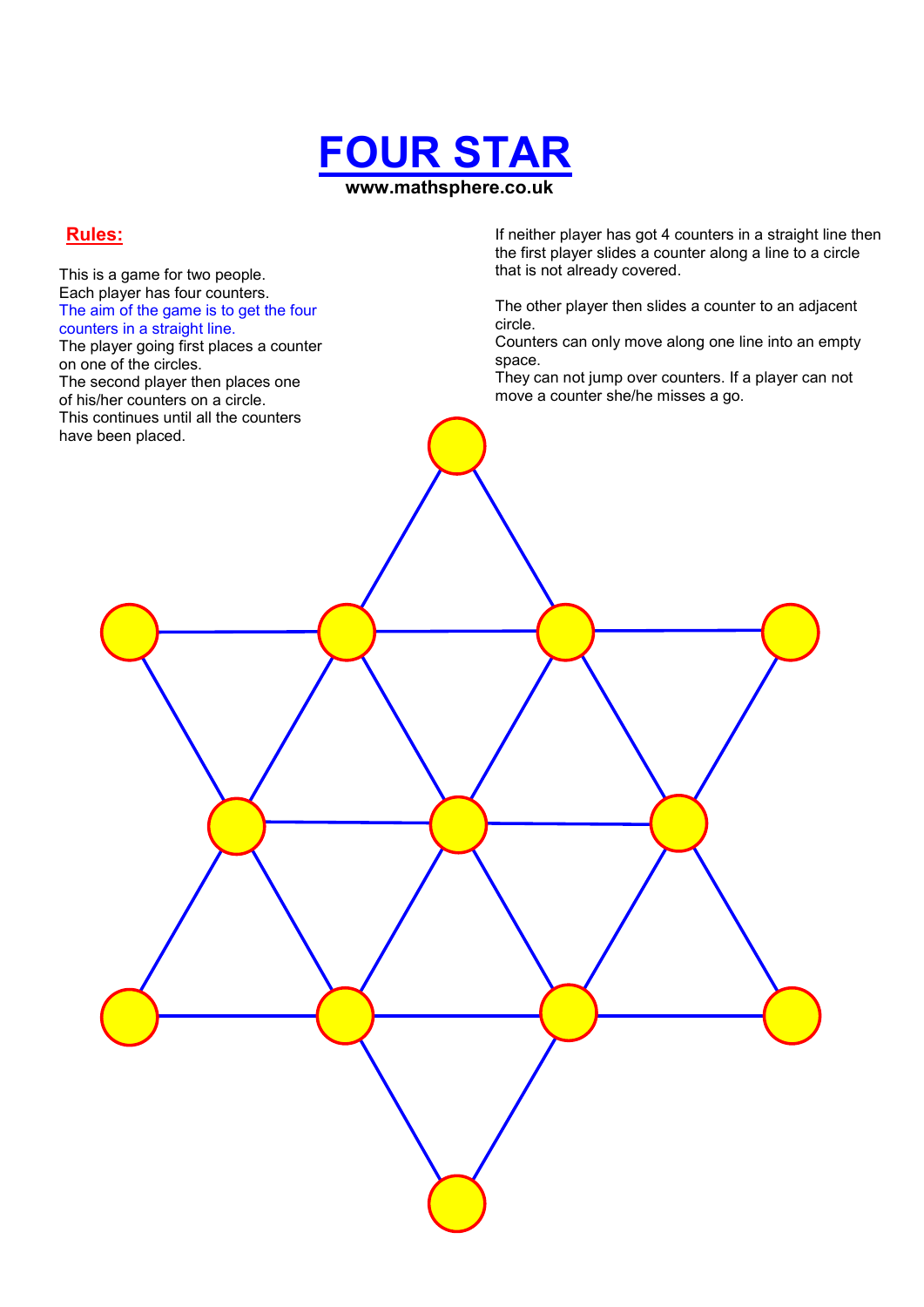# FOUR STAR

**www.mathsphere.co.uk**

## Rules:

This is a game for two people.
Each player has four counters.
The aim of the game is to get the four counters in a straight line.
The player going first places a counter on one of the circles.
The second player then places one of his/her counters on a circle.
This continues until all the counters have been placed.

If neither player has got 4 counters in a straight line then the first player slides a counter along a line to a circle that is not already covered.

The other player then slides a counter to an adjacent circle.
Counters can only move along one line into an empty space.
They can not jump over counters. If a player can not move a counter she/he misses a go.